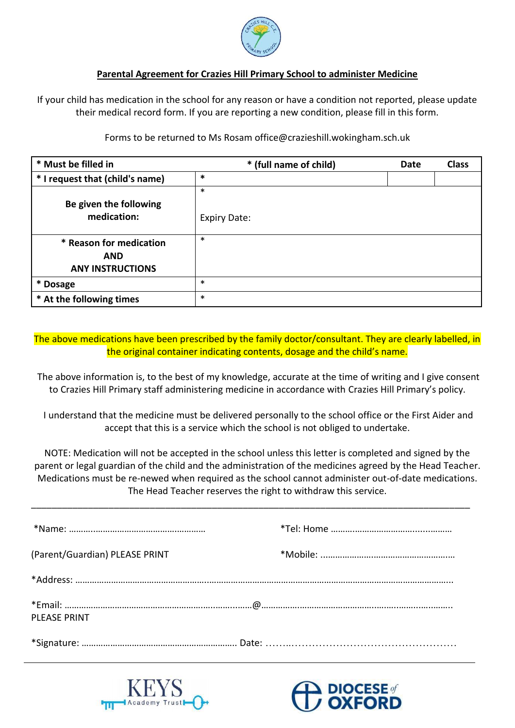## Parental Agreement for Crazies Hill Primary School to administer Medicine

If your child has medication in the school for any reason or have a condition not reported, please update their medical record form. If you are reporting a new condition, please fill in this form.

Forms to be returned to Ms Rosam office@crazieshill.wokingham.sch.uk

| **\* Must be filled in** | **\* (full name of child)** | **Date** | **Class** |
|---|---|---|---|
| **\* I request that (child's name)** | \* | | |
| **Be given the following medication:** | \* <br> Expiry Date: | | |
| **\* Reason for medication AND ANY INSTRUCTIONS** | \* | | |
| **\* Dosage** | \* | | |
| **\* At the following times** | \* | | |

The above medications have been prescribed by the family doctor/consultant. They are clearly labelled, in the original container indicating contents, dosage and the child's name.

The above information is, to the best of my knowledge, accurate at the time of writing and I give consent to Crazies Hill Primary staff administering medicine in accordance with Crazies Hill Primary's policy.

I understand that the medicine must be delivered personally to the school office or the First Aider and accept that this is a service which the school is not obliged to undertake.

NOTE: Medication will not be accepted in the school unless this letter is completed and signed by the parent or legal guardian of the child and the administration of the medicines agreed by the Head Teacher. Medications must be re-newed when required as the school cannot administer out-of-date medications. The Head Teacher reserves the right to withdraw this service.

---

\*Name: ………………………………………………… \*Tel: Home …………………………………………

(Parent/Guardian) PLEASE PRINT \*Mobile: ……………………………………………

\*Address: ……………………………………………………………………………………………………………

\*Email: ……………………………………………@…………………………………………………
PLEASE PRINT

\*Signature: ……………………………………………… Date: ………………………………………………

KEYS Academy Trust

DIOCESE of OXFORD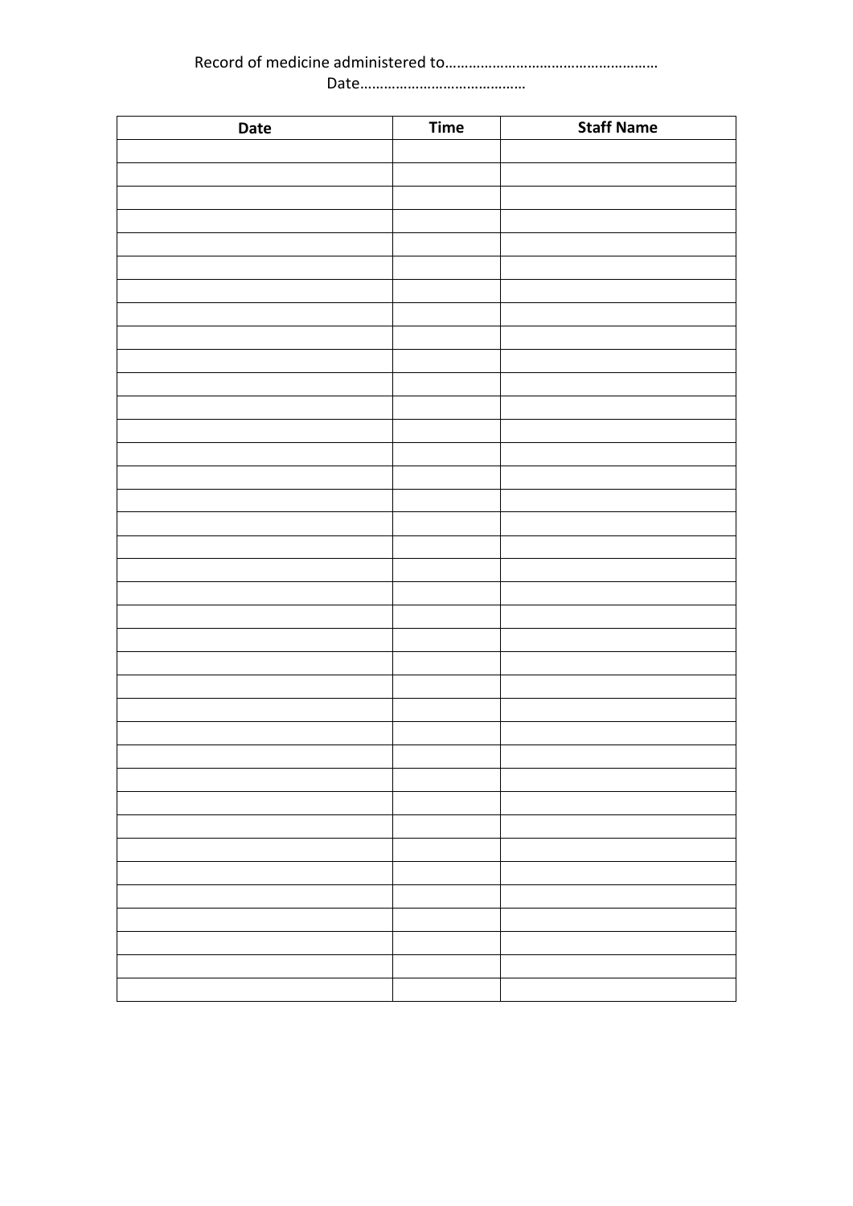Record of medicine administered to……………………………………………… Date……………………………………

| Date | Time | Staff Name |
|---|---|---|
| | | |
| | | |
| | | |
| | | |
| | | |
| | | |
| | | |
| | | |
| | | |
| | | |
| | | |
| | | |
| | | |
| | | |
| | | |
| | | |
| | | |
| | | |
| | | |
| | | |
| | | |
| | | |
| | | |
| | | |
| | | |
| | | |
| | | |
| | | |
| | | |
| | | |
| | | |
| | | |
| | | |
| | | |
| | | |
| | | |
| | | |